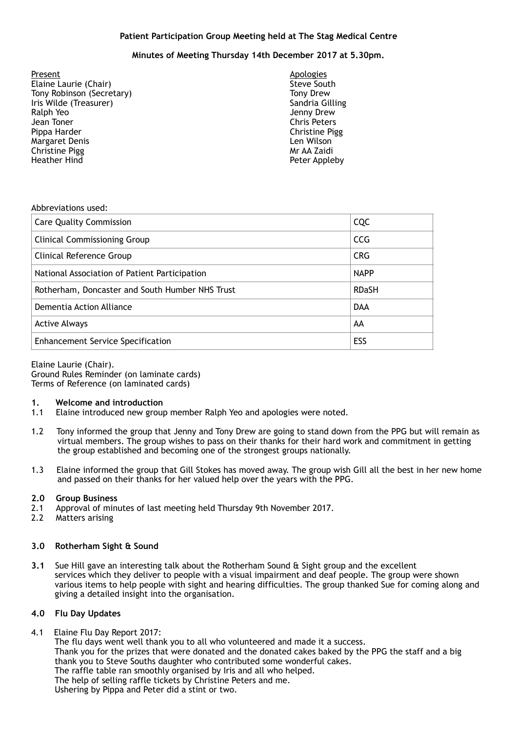**Patient Participation Group Meeting held at The Stag Medical Centre**

**Minutes of Meeting Thursday 14th December 2017 at 5.30pm.**

Present
Elaine Laurie (Chair)
Tony Robinson (Secretary)
Iris Wilde (Treasurer)
Ralph Yeo
Jean Toner
Pippa Harder
Margaret Denis
Christine Pigg
Heather Hind

Apologies
Steve South
Tony Drew
Sandria Gilling
Jenny Drew
Chris Peters
Christine Pigg
Len Wilson
Mr AA Zaidi
Peter Appleby

Abbreviations used:

| | |
|---|---|
| Care Quality Commission | CQC |
| Clinical Commissioning Group | CCG |
| Clinical Reference Group | CRG |
| National Association of Patient Participation | NAPP |
| Rotherham, Doncaster and South Humber NHS Trust | RDaSH |
| Dementia Action Alliance | DAA |
| Active Always | AA |
| Enhancement Service Specification | ESS |

Elaine Laurie (Chair).
Ground Rules Reminder (on laminate cards)
Terms of Reference (on laminated cards)

**1. Welcome and introduction**

1.1 Elaine introduced new group member Ralph Yeo and apologies were noted.

1.2 Tony informed the group that Jenny and Tony Drew are going to stand down from the PPG but will remain as virtual members. The group wishes to pass on their thanks for their hard work and commitment in getting the group established and becoming one of the strongest groups nationally.

1.3 Elaine informed the group that Gill Stokes has moved away. The group wish Gill all the best in her new home and passed on their thanks for her valued help over the years with the PPG.

**2.0 Group Business**

2.1 Approval of minutes of last meeting held Thursday 9th November 2017.

2.2 Matters arising

**3.0 Rotherham Sight & Sound**

**3.1** Sue Hill gave an interesting talk about the Rotherham Sound & Sight group and the excellent services which they deliver to people with a visual impairment and deaf people. The group were shown various items to help people with sight and hearing difficulties. The group thanked Sue for coming along and giving a detailed insight into the organisation.

**4.0 Flu Day Updates**

4.1 Elaine Flu Day Report 2017:
The flu days went well thank you to all who volunteered and made it a success.
Thank you for the prizes that were donated and the donated cakes baked by the PPG the staff and a big thank you to Steve Souths daughter who contributed some wonderful cakes.
The raffle table ran smoothly organised by Iris and all who helped.
The help of selling raffle tickets by Christine Peters and me.
Ushering by Pippa and Peter did a stint or two.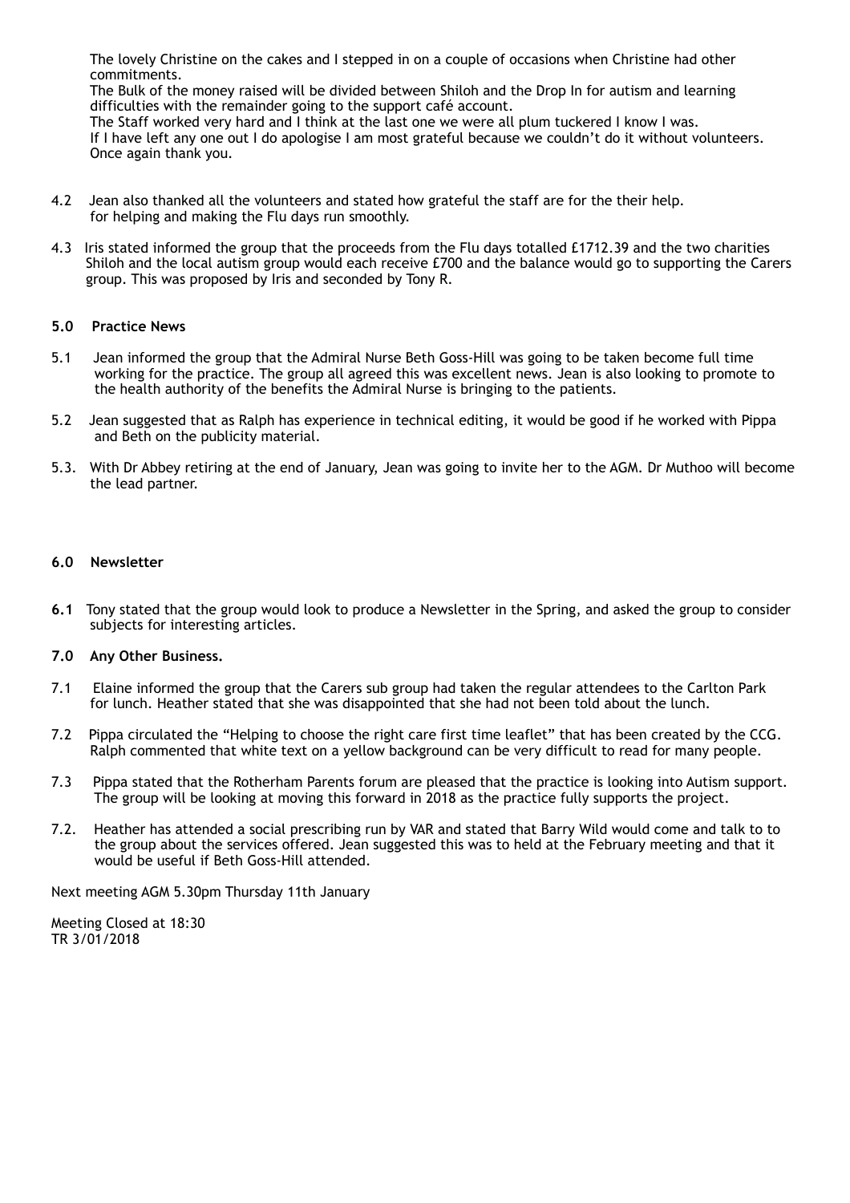The lovely Christine on the cakes and I stepped in on a couple of occasions when Christine had other commitments.
The Bulk of the money raised will be divided between Shiloh and the Drop In for autism and learning difficulties with the remainder going to the support café account.
The Staff worked very hard and I think at the last one we were all plum tuckered I know I was.
If I have left any one out I do apologise I am most grateful because we couldn't do it without volunteers.
Once again thank you.

4.2 Jean also thanked all the volunteers and stated how grateful the staff are for the their help. for helping and making the Flu days run smoothly.

4.3 Iris stated informed the group that the proceeds from the Flu days totalled £1712.39 and the two charities Shiloh and the local autism group would each receive £700 and the balance would go to supporting the Carers group. This was proposed by Iris and seconded by Tony R.

**5.0 Practice News**

5.1 Jean informed the group that the Admiral Nurse Beth Goss-Hill was going to be taken become full time working for the practice. The group all agreed this was excellent news. Jean is also looking to promote to the health authority of the benefits the Admiral Nurse is bringing to the patients.

5.2 Jean suggested that as Ralph has experience in technical editing, it would be good if he worked with Pippa and Beth on the publicity material.

5.3. With Dr Abbey retiring at the end of January, Jean was going to invite her to the AGM. Dr Muthoo will become the lead partner.

**6.0 Newsletter**

**6.1** Tony stated that the group would look to produce a Newsletter in the Spring, and asked the group to consider subjects for interesting articles.

**7.0 Any Other Business.**

7.1 Elaine informed the group that the Carers sub group had taken the regular attendees to the Carlton Park for lunch. Heather stated that she was disappointed that she had not been told about the lunch.

7.2 Pippa circulated the "Helping to choose the right care first time leaflet" that has been created by the CCG. Ralph commented that white text on a yellow background can be very difficult to read for many people.

7.3 Pippa stated that the Rotherham Parents forum are pleased that the practice is looking into Autism support. The group will be looking at moving this forward in 2018 as the practice fully supports the project.

7.2. Heather has attended a social prescribing run by VAR and stated that Barry Wild would come and talk to to the group about the services offered. Jean suggested this was to held at the February meeting and that it would be useful if Beth Goss-Hill attended.

Next meeting AGM 5.30pm Thursday 11th January

Meeting Closed at 18:30
TR 3/01/2018